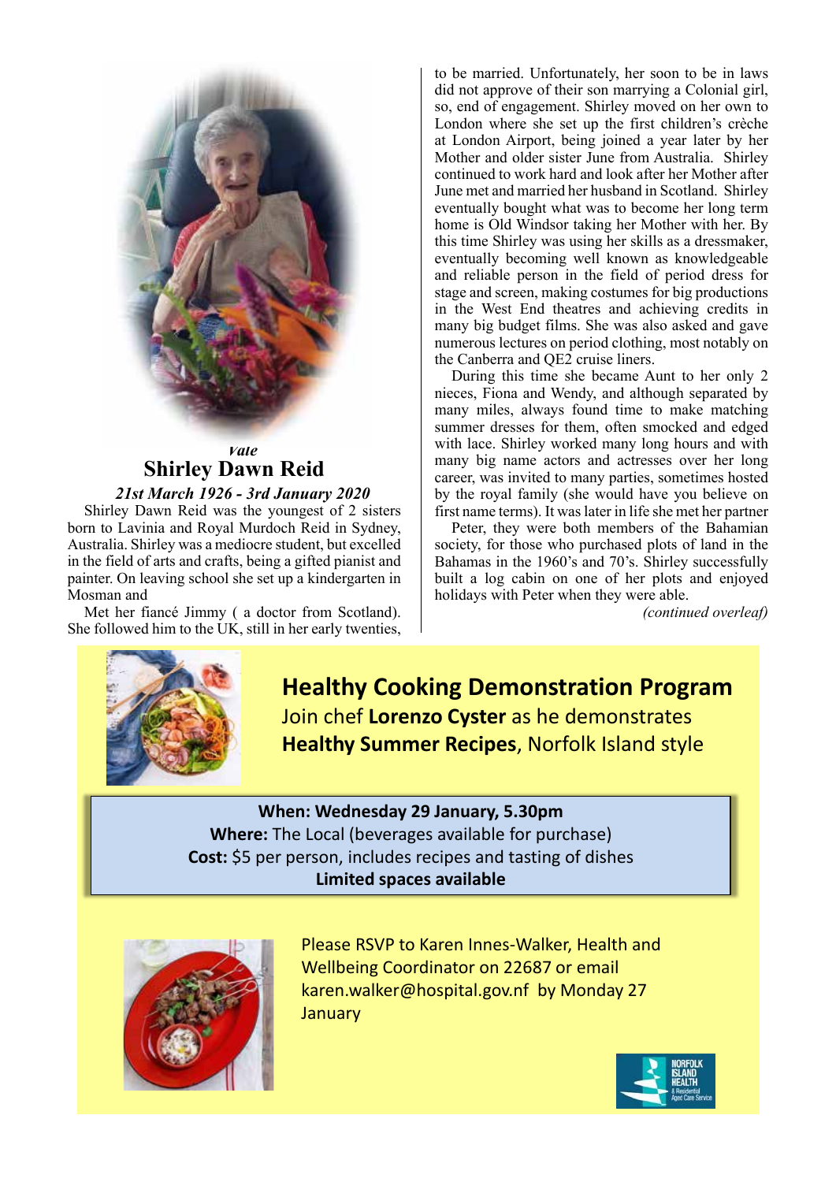*Vale*

## Shirley Dawn Reid

***21st March 1926 - 3rd January 2020***

Shirley Dawn Reid was the youngest of 2 sisters born to Lavinia and Royal Murdoch Reid in Sydney, Australia. Shirley was a mediocre student, but excelled in the field of arts and crafts, being a gifted pianist and painter. On leaving school she set up a kindergarten in Mosman and

Met her fiancé Jimmy ( a doctor from Scotland). She followed him to the UK, still in her early twenties, to be married. Unfortunately, her soon to be in laws did not approve of their son marrying a Colonial girl, so, end of engagement. Shirley moved on her own to London where she set up the first children's crèche at London Airport, being joined a year later by her Mother and older sister June from Australia. Shirley continued to work hard and look after her Mother after June met and married her husband in Scotland. Shirley eventually bought what was to become her long term home is Old Windsor taking her Mother with her. By this time Shirley was using her skills as a dressmaker, eventually becoming well known as knowledgeable and reliable person in the field of period dress for stage and screen, making costumes for big productions in the West End theatres and achieving credits in many big budget films. She was also asked and gave numerous lectures on period clothing, most notably on the Canberra and QE2 cruise liners.

During this time she became Aunt to her only 2 nieces, Fiona and Wendy, and although separated by many miles, always found time to make matching summer dresses for them, often smocked and edged with lace. Shirley worked many long hours and with many big name actors and actresses over her long career, was invited to many parties, sometimes hosted by the royal family (she would have you believe on first name terms). It was later in life she met her partner

Peter, they were both members of the Bahamian society, for those who purchased plots of land in the Bahamas in the 1960's and 70's. Shirley successfully built a log cabin on one of her plots and enjoyed holidays with Peter when they were able.

*(continued overleaf)*

## Healthy Cooking Demonstration Program

Join chef **Lorenzo Cyster** as he demonstrates **Healthy Summer Recipes**, Norfolk Island style

**When: Wednesday 29 January, 5.30pm**
**Where:** The Local (beverages available for purchase)
**Cost:** $5 per person, includes recipes and tasting of dishes
**Limited spaces available**

Please RSVP to Karen Innes-Walker, Health and Wellbeing Coordinator on 22687 or email karen.walker@hospital.gov.nf by Monday 27 January

NORFOLK ISLAND HEALTH & Residential Aged Care Service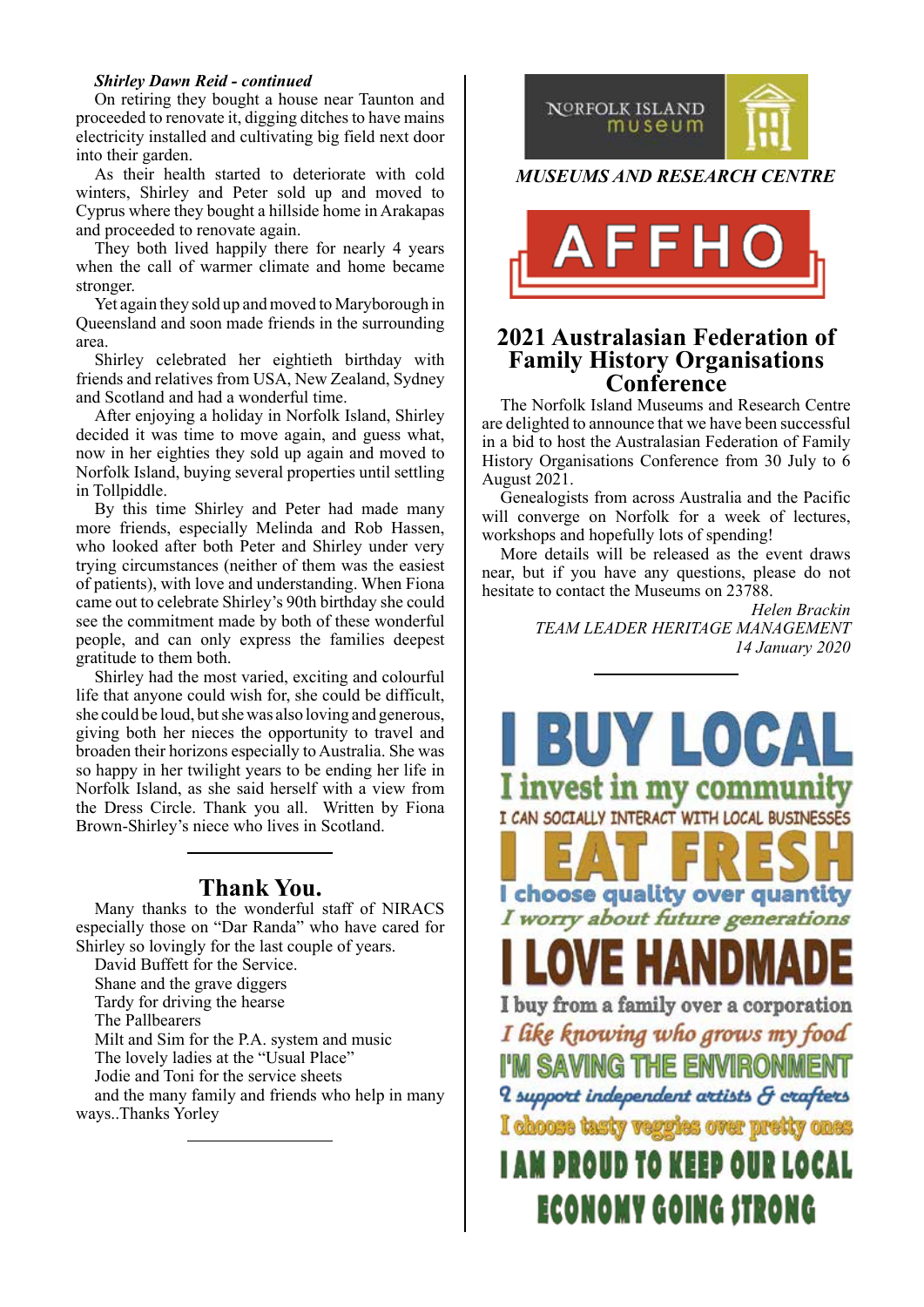***Shirley Dawn Reid - continued***

On retiring they bought a house near Taunton and proceeded to renovate it, digging ditches to have mains electricity installed and cultivating big field next door into their garden.

As their health started to deteriorate with cold winters, Shirley and Peter sold up and moved to Cyprus where they bought a hillside home in Arakapas and proceeded to renovate again.

They both lived happily there for nearly 4 years when the call of warmer climate and home became stronger.

Yet again they sold up and moved to Maryborough in Queensland and soon made friends in the surrounding area.

Shirley celebrated her eightieth birthday with friends and relatives from USA, New Zealand, Sydney and Scotland and had a wonderful time.

After enjoying a holiday in Norfolk Island, Shirley decided it was time to move again, and guess what, now in her eighties they sold up again and moved to Norfolk Island, buying several properties until settling in Tollpiddle.

By this time Shirley and Peter had made many more friends, especially Melinda and Rob Hassen, who looked after both Peter and Shirley under very trying circumstances (neither of them was the easiest of patients), with love and understanding. When Fiona came out to celebrate Shirley's 90th birthday she could see the commitment made by both of these wonderful people, and can only express the families deepest gratitude to them both.

Shirley had the most varied, exciting and colourful life that anyone could wish for, she could be difficult, she could be loud, but she was also loving and generous, giving both her nieces the opportunity to travel and broaden their horizons especially to Australia. She was so happy in her twilight years to be ending her life in Norfolk Island, as she said herself with a view from the Dress Circle. Thank you all. Written by Fiona Brown-Shirley's niece who lives in Scotland.

## Thank You.

Many thanks to the wonderful staff of NIRACS especially those on "Dar Randa" who have cared for Shirley so lovingly for the last couple of years.

David Buffett for the Service.
Shane and the grave diggers
Tardy for driving the hearse
The Pallbearers
Milt and Sim for the P.A. system and music
The lovely ladies at the "Usual Place"
Jodie and Toni for the service sheets
and the many family and friends who help in many ways..Thanks Yorley

NORFOLK ISLAND museum

*MUSEUMS AND RESEARCH CENTRE*

AFFHO

## 2021 Australasian Federation of Family History Organisations Conference

The Norfolk Island Museums and Research Centre are delighted to announce that we have been successful in a bid to host the Australasian Federation of Family History Organisations Conference from 30 July to 6 August 2021.

Genealogists from across Australia and the Pacific will converge on Norfolk for a week of lectures, workshops and hopefully lots of spending!

More details will be released as the event draws near, but if you have any questions, please do not hesitate to contact the Museums on 23788.

*Helen Brackin*
*TEAM LEADER HERITAGE MANAGEMENT*
*14 January 2020*

I BUY LOCAL
I invest in my community
I CAN SOCIALLY INTERACT WITH LOCAL BUSINESSES
I EAT FRESH
I choose quality over quantity
I worry about future generations
I LOVE HANDMADE
I buy from a family over a corporation
I like knowing who grows my food
I'M SAVING THE ENVIRONMENT
I support independent artists & crafters
I choose tasty veggies over pretty ones
I AM PROUD TO KEEP OUR LOCAL ECONOMY GOING STRONG